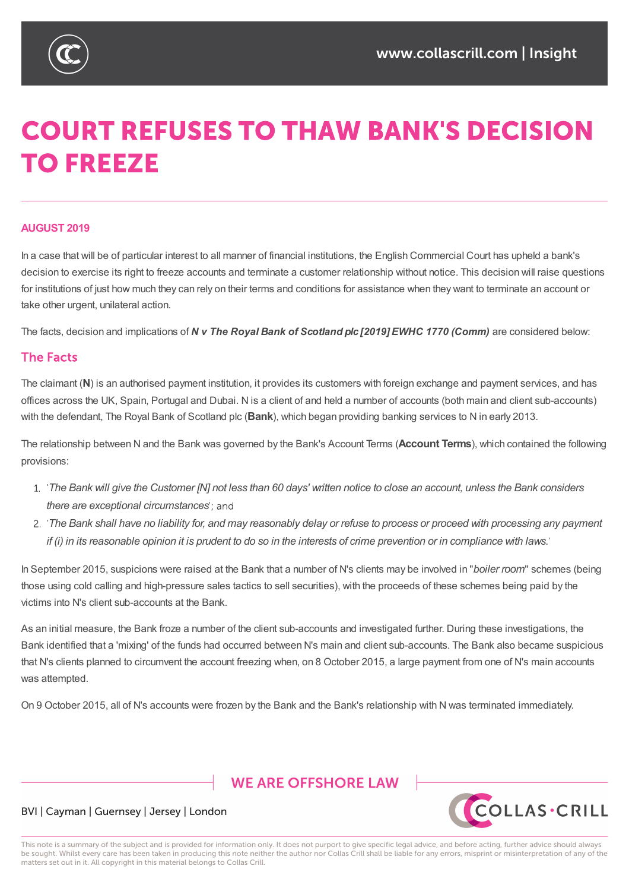# COURT REFUSES TO THAW BANK'S DECISION TO FREEZE

**AUGUST 2019**

In a case that will be of particular interest to all manner of financial institutions, the English Commercial Court has upheld a bank's decision to exercise its right to freeze accounts and terminate a customer relationship without notice. This decision will raise questions for institutions of just how much they can rely on their terms and conditions for assistance when they want to terminate an account or take other urgent, unilateral action.

The facts, decision and implications of ***N v The Royal Bank of Scotland plc [2019] EWHC 1770 (Comm)*** are considered below:

## The Facts

The claimant (**N**) is an authorised payment institution, it provides its customers with foreign exchange and payment services, and has offices across the UK, Spain, Portugal and Dubai. N is a client of and held a number of accounts (both main and client sub-accounts) with the defendant, The Royal Bank of Scotland plc (**Bank**), which began providing banking services to N in early 2013.

The relationship between N and the Bank was governed by the Bank's Account Terms (**Account Terms**), which contained the following provisions:

1. '*The Bank will give the Customer [N] not less than 60 days' written notice to close an account, unless the Bank considers there are exceptional circumstances*'; and
2. '*The Bank shall have no liability for, and may reasonably delay or refuse to process or proceed with processing any payment if (i) in its reasonable opinion it is prudent to do so in the interests of crime prevention or in compliance with laws.*'

In September 2015, suspicions were raised at the Bank that a number of N's clients may be involved in "*boiler room*" schemes (being those using cold calling and high-pressure sales tactics to sell securities), with the proceeds of these schemes being paid by the victims into N's client sub-accounts at the Bank.

As an initial measure, the Bank froze a number of the client sub-accounts and investigated further. During these investigations, the Bank identified that a 'mixing' of the funds had occurred between N's main and client sub-accounts. The Bank also became suspicious that N's clients planned to circumvent the account freezing when, on 8 October 2015, a large payment from one of N's main accounts was attempted.

On 9 October 2015, all of N's accounts were frozen by the Bank and the Bank's relationship with N was terminated immediately.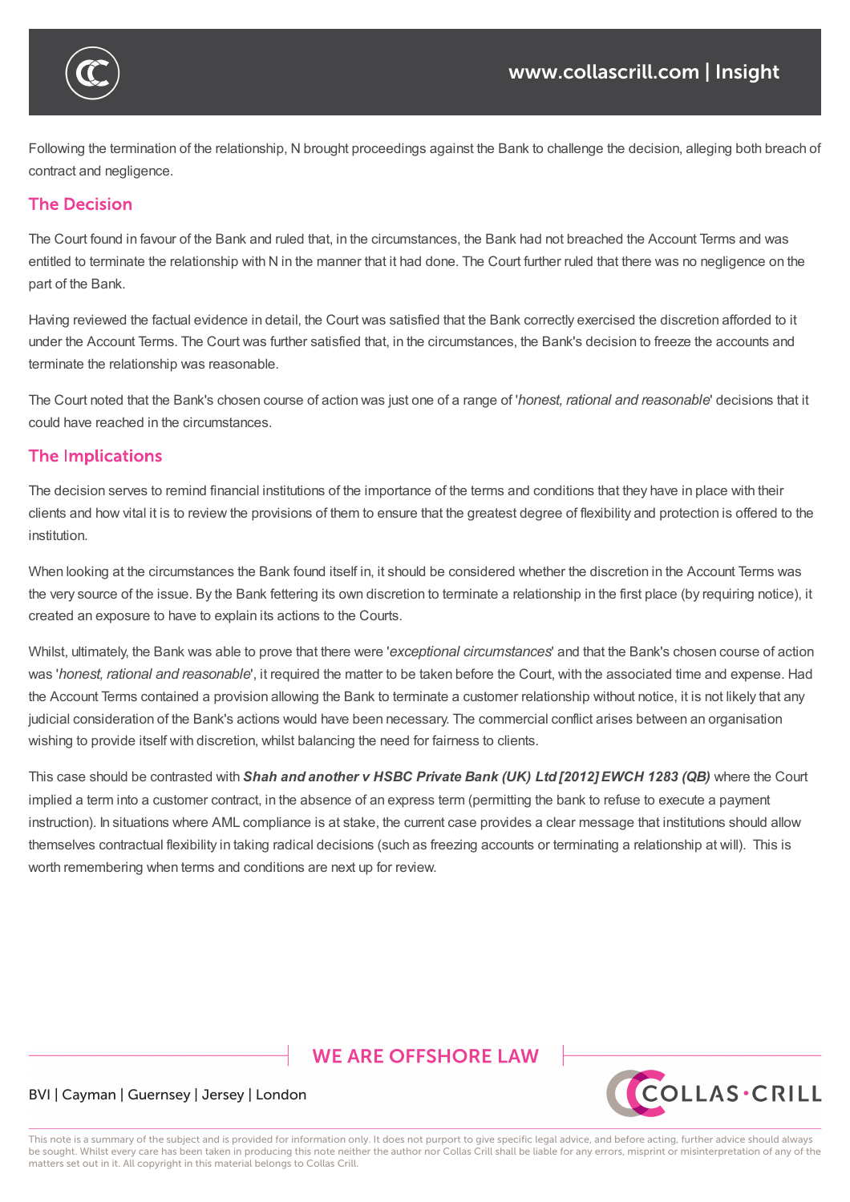Following the termination of the relationship, N brought proceedings against the Bank to challenge the decision, alleging both breach of contract and negligence.

## The Decision

The Court found in favour of the Bank and ruled that, in the circumstances, the Bank had not breached the Account Terms and was entitled to terminate the relationship with N in the manner that it had done. The Court further ruled that there was no negligence on the part of the Bank.

Having reviewed the factual evidence in detail, the Court was satisfied that the Bank correctly exercised the discretion afforded to it under the Account Terms. The Court was further satisfied that, in the circumstances, the Bank's decision to freeze the accounts and terminate the relationship was reasonable.

The Court noted that the Bank's chosen course of action was just one of a range of '*honest, rational and reasonable*' decisions that it could have reached in the circumstances.

## The Implications

The decision serves to remind financial institutions of the importance of the terms and conditions that they have in place with their clients and how vital it is to review the provisions of them to ensure that the greatest degree of flexibility and protection is offered to the institution.

When looking at the circumstances the Bank found itself in, it should be considered whether the discretion in the Account Terms was the very source of the issue. By the Bank fettering its own discretion to terminate a relationship in the first place (by requiring notice), it created an exposure to have to explain its actions to the Courts.

Whilst, ultimately, the Bank was able to prove that there were '*exceptional circumstances*' and that the Bank's chosen course of action was '*honest, rational and reasonable*', it required the matter to be taken before the Court, with the associated time and expense. Had the Account Terms contained a provision allowing the Bank to terminate a customer relationship without notice, it is not likely that any judicial consideration of the Bank's actions would have been necessary. The commercial conflict arises between an organisation wishing to provide itself with discretion, whilst balancing the need for fairness to clients.

This case should be contrasted with ***Shah and another v HSBC Private Bank (UK) Ltd [2012] EWCH 1283 (QB)*** where the Court implied a term into a customer contract, in the absence of an express term (permitting the bank to refuse to execute a payment instruction). In situations where AML compliance is at stake, the current case provides a clear message that institutions should allow themselves contractual flexibility in taking radical decisions (such as freezing accounts or terminating a relationship at will). This is worth remembering when terms and conditions are next up for review.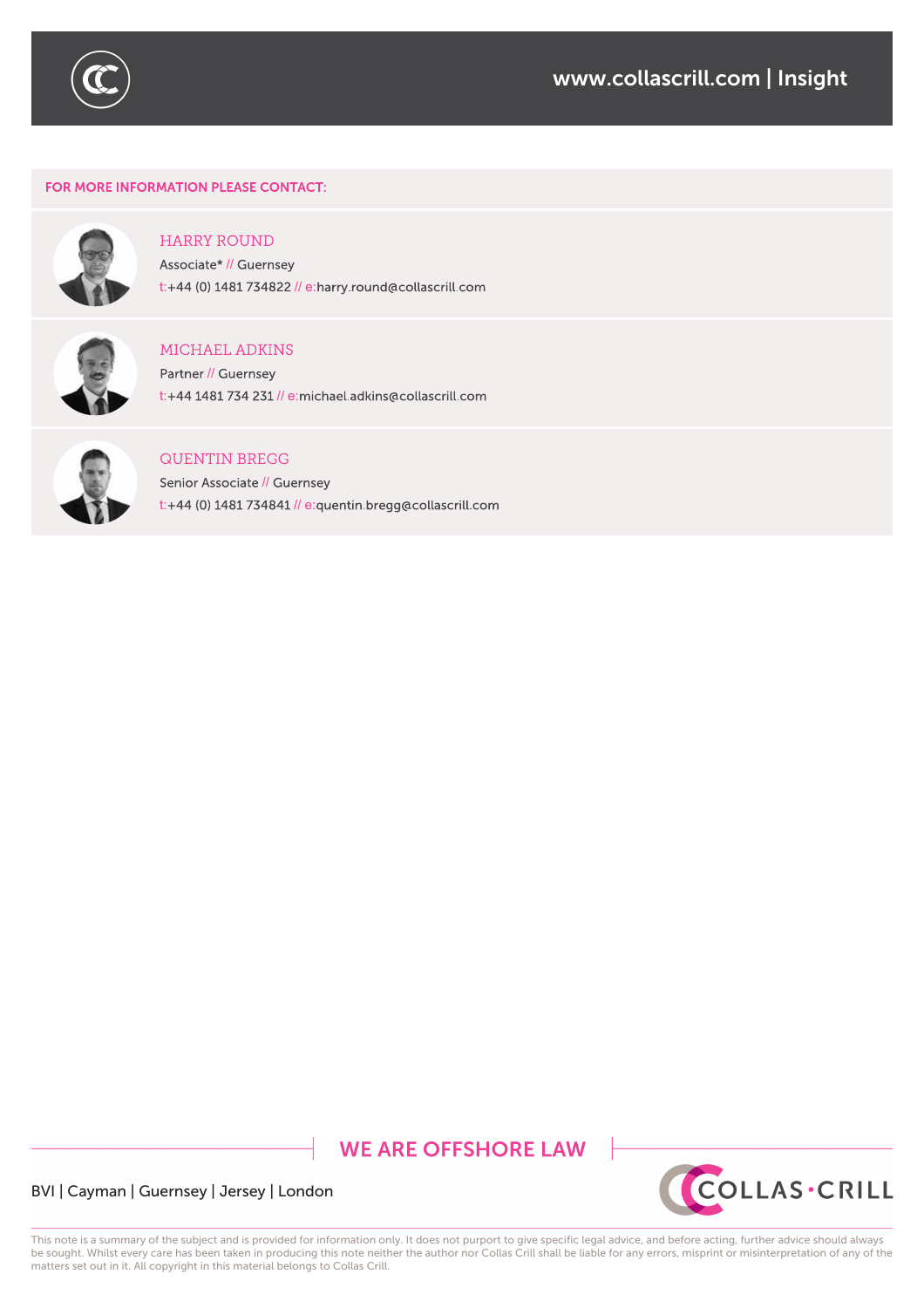**FOR MORE INFORMATION PLEASE CONTACT:**

**HARRY ROUND**
Associate* // Guernsey
t:+44 (0) 1481 734822 // e:harry.round@collascrill.com

**MICHAEL ADKINS**
Partner // Guernsey
t:+44 1481 734 231 // e:michael.adkins@collascrill.com

**QUENTIN BREGG**
Senior Associate // Guernsey
t:+44 (0) 1481 734841 // e:quentin.bregg@collascrill.com

## WE ARE OFFSHORE LAW

BVI | Cayman | Guernsey | Jersey | London

COLLAS·CRILL

This note is a summary of the subject and is provided for information only. It does not purport to give specific legal advice, and before acting, further advice should always be sought. Whilst every care has been taken in producing this note neither the author nor Collas Crill shall be liable for any errors, misprint or misinterpretation of any of the matters set out in it. All copyright in this material belongs to Collas Crill.